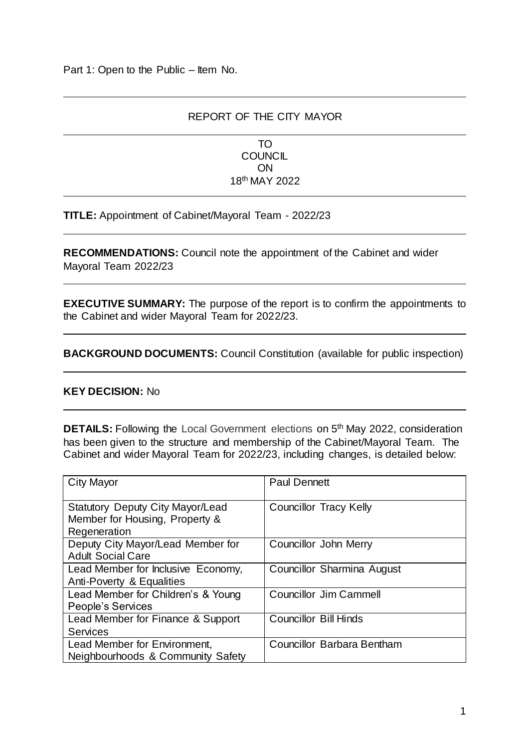Part 1: Open to the Public – Item No.

REPORT OF THE CITY MAYOR

TO
COUNCIL
ON
18th MAY 2022

**TITLE:** Appointment of Cabinet/Mayoral Team - 2022/23

**RECOMMENDATIONS:** Council note the appointment of the Cabinet and wider Mayoral Team 2022/23

**EXECUTIVE SUMMARY:** The purpose of the report is to confirm the appointments to the Cabinet and wider Mayoral Team for 2022/23.

**BACKGROUND DOCUMENTS:** Council Constitution (available for public inspection)

**KEY DECISION:** No

**DETAILS:** Following the Local Government elections on 5th May 2022, consideration has been given to the structure and membership of the Cabinet/Mayoral Team. The Cabinet and wider Mayoral Team for 2022/23, including changes, is detailed below:

| City Mayor | Paul Dennett |
|---|---|
| Statutory Deputy City Mayor/Lead Member for Housing, Property & Regeneration | Councillor Tracy Kelly |
| Deputy City Mayor/Lead Member for Adult Social Care | Councillor John Merry |
| Lead Member for Inclusive Economy, Anti-Poverty & Equalities | Councillor Sharmina August |
| Lead Member for Children's & Young People's Services | Councillor Jim Cammell |
| Lead Member for Finance & Support Services | Councillor Bill Hinds |
| Lead Member for Environment, Neighbourhoods & Community Safety | Councillor Barbara Bentham |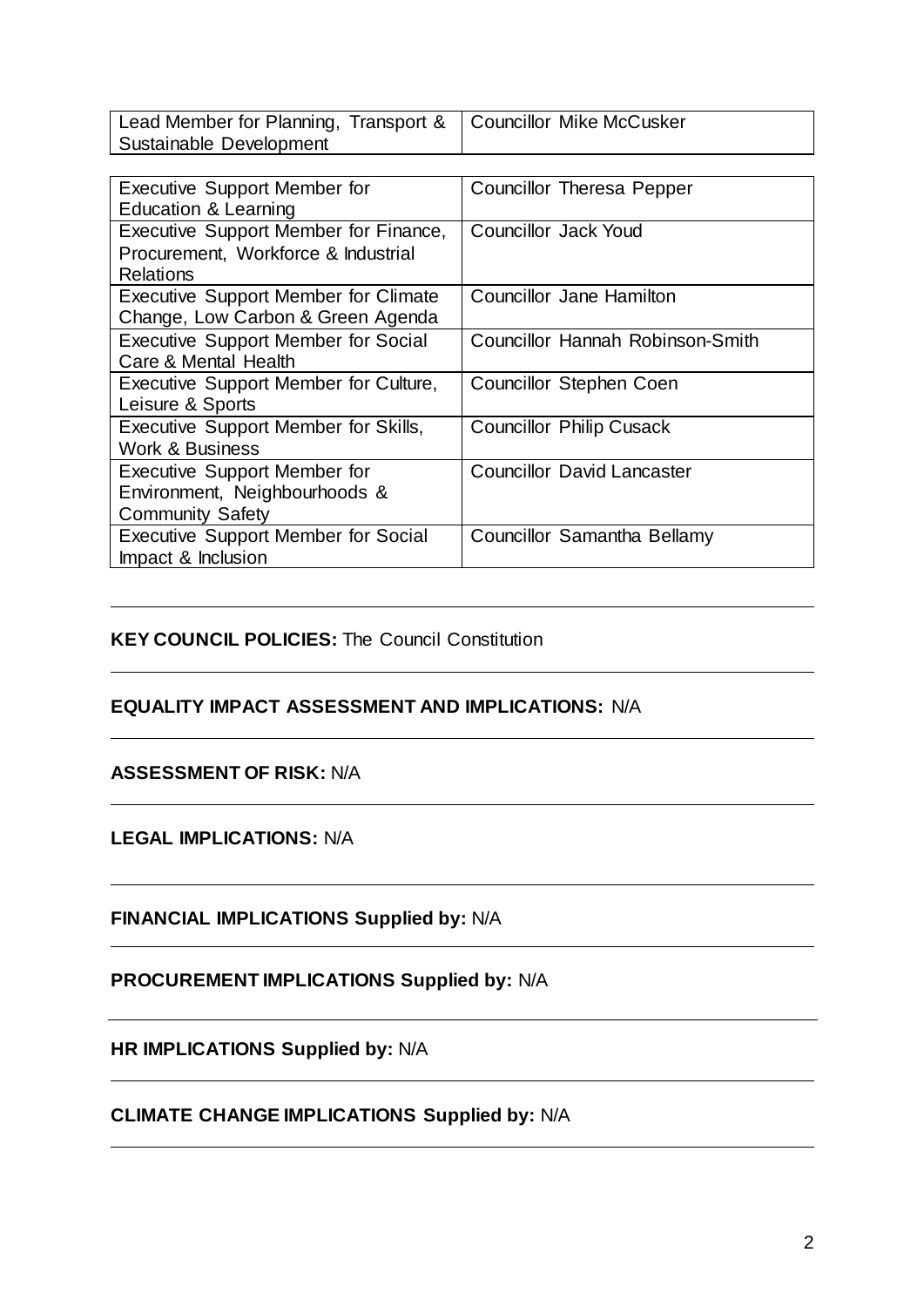| Lead Member for Planning, Transport & Sustainable Development | Councillor Mike McCusker |
|---|---|

| Executive Support Member for Education & Learning | Councillor Theresa Pepper |
|---|---|
| Executive Support Member for Finance, Procurement, Workforce & Industrial Relations | Councillor Jack Youd |
| Executive Support Member for Climate Change, Low Carbon & Green Agenda | Councillor Jane Hamilton |
| Executive Support Member for Social Care & Mental Health | Councillor Hannah Robinson-Smith |
| Executive Support Member for Culture, Leisure & Sports | Councillor Stephen Coen |
| Executive Support Member for Skills, Work & Business | Councillor Philip Cusack |
| Executive Support Member for Environment, Neighbourhoods & Community Safety | Councillor David Lancaster |
| Executive Support Member for Social Impact & Inclusion | Councillor Samantha Bellamy |

---

**KEY COUNCIL POLICIES:** The Council Constitution

---

**EQUALITY IMPACT ASSESSMENT AND IMPLICATIONS:** N/A

---

**ASSESSMENT OF RISK:** N/A

---

**LEGAL IMPLICATIONS:** N/A

---

**FINANCIAL IMPLICATIONS Supplied by:** N/A

---

**PROCUREMENT IMPLICATIONS Supplied by:** N/A

---

**HR IMPLICATIONS Supplied by:** N/A

---

**CLIMATE CHANGE IMPLICATIONS Supplied by:** N/A

---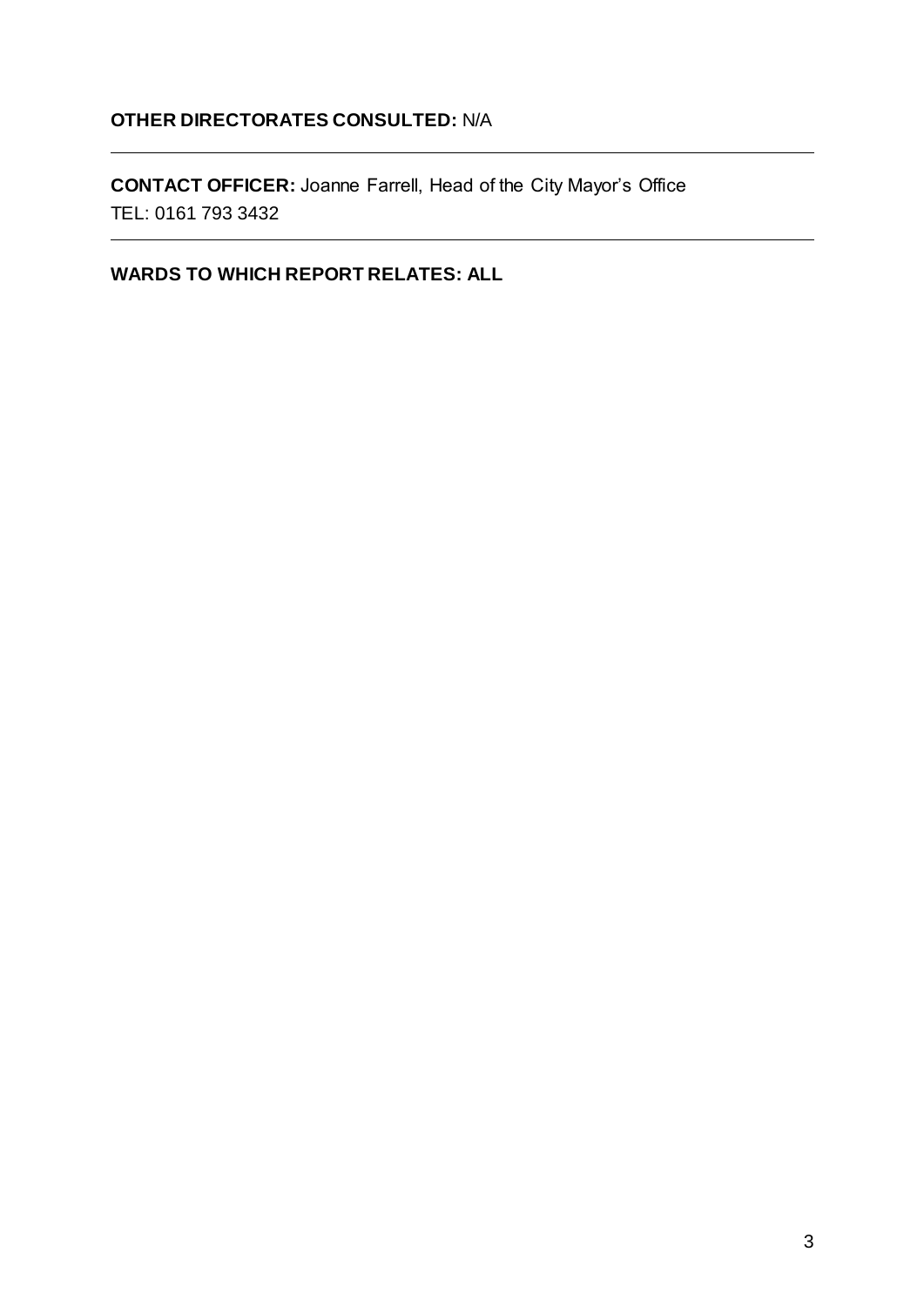**OTHER DIRECTORATES CONSULTED:** N/A

---

**CONTACT OFFICER:** Joanne Farrell, Head of the City Mayor's Office
TEL: 0161 793 3432

---

**WARDS TO WHICH REPORT RELATES: ALL**